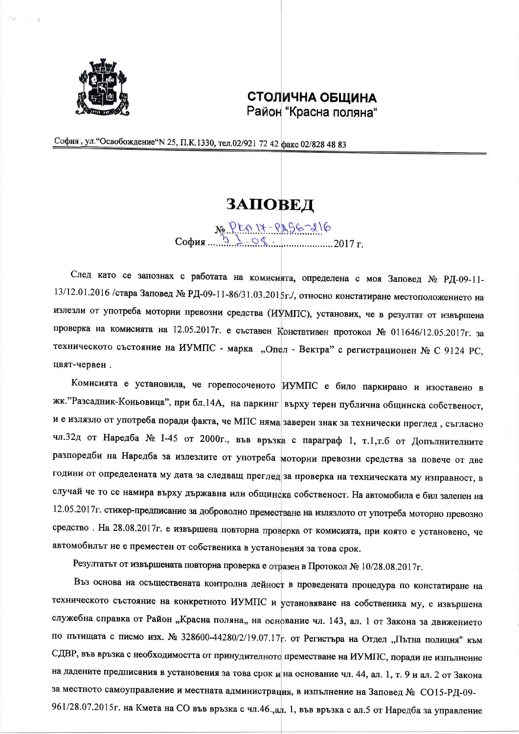**СТОЛИЧНА ОБЩИНА**
Район "Красна поляна"

София , ул."Освобождение"N 25, П.К.1330, тел.02/921 72 42 факс 02/828 48 83

# ЗАПОВЕД

№ РКП17-РА56-216
София ...31.08...........................2017 г.

След като се запознах с работата на комисията, определена с моя Заповед № РД-09-11-13/12.01.2016 /стара Заповед № РД-09-11-86/31.03.2015г./, относно констатиране местоположението на излезли от употреба моторни превозни средства (ИУМПС), установих, че в резултат от извършена проверка на комисията на 12.05.2017г. е съставен Констативен протокол № 011646/12.05.2017г. за техническото състояние на ИУМПС - марка „Опел - Вектра" с регистрационен № С 9124 РС, цвят-червен .

Комисията е установила, че горепосоченото ИУМПС е било паркирано и изоставено в жк."Разсадник-Коньовица", при бл.14А, на паркинг върху терен публична общинска собственост, и е излязло от употреба поради факта, че МПС няма заверен знак за технически преглед , съгласно чл.32д от Наредба № I-45 от 2000г., във връзка с параграф 1, т.1,т.б от Допълнителните разпоредби на Наредба за излезлите от употреба моторни превозни средства за повече от две години от определената му дата за следващ преглед за проверка на техническата му изправност, в случай че то се намира върху държавна или общинска собственост. На автомобила е бил залепен на 12.05.2017г. стикер-предписание за доброволно преместване на излязлото от употреба моторно превозно средство . На 28.08.2017г. е извършена повторна проверка от комисията, при която е установено, че автомобилът не е преместен от собственика в установения за това срок.

Резултатът от извършената повторна проверка е отразен в Протокол № 10/28.08.2017г.

Въз основа на осъществената контролна дейност в проведената процедура по констатиране на техническото състояние на конкретното ИУМПС и установяване на собственика му, е извършена служебна справка от Район „Красна поляна„ на основание чл. 143, ал. 1 от Закона за движението по пътищата с писмо изх. № 328600-44280/2/19.07.17г. от Регистъра на Отдел „Пътна полиция" към СДВР, във връзка с необходимостта от принудителното преместване на ИУМПС, поради не изпълнение на дадените предписания в установения за това срок и на основание чл. 44, ал. 1, т. 9 и ал. 2 от Закона за местното самоуправление и местната администрация, в изпълнение на Заповед № СО15-РД-09-961/28.07.2015г. на Кмета на СО във връзка с чл.46.,ал. 1, във връзка с ал.5 от Наредба за управление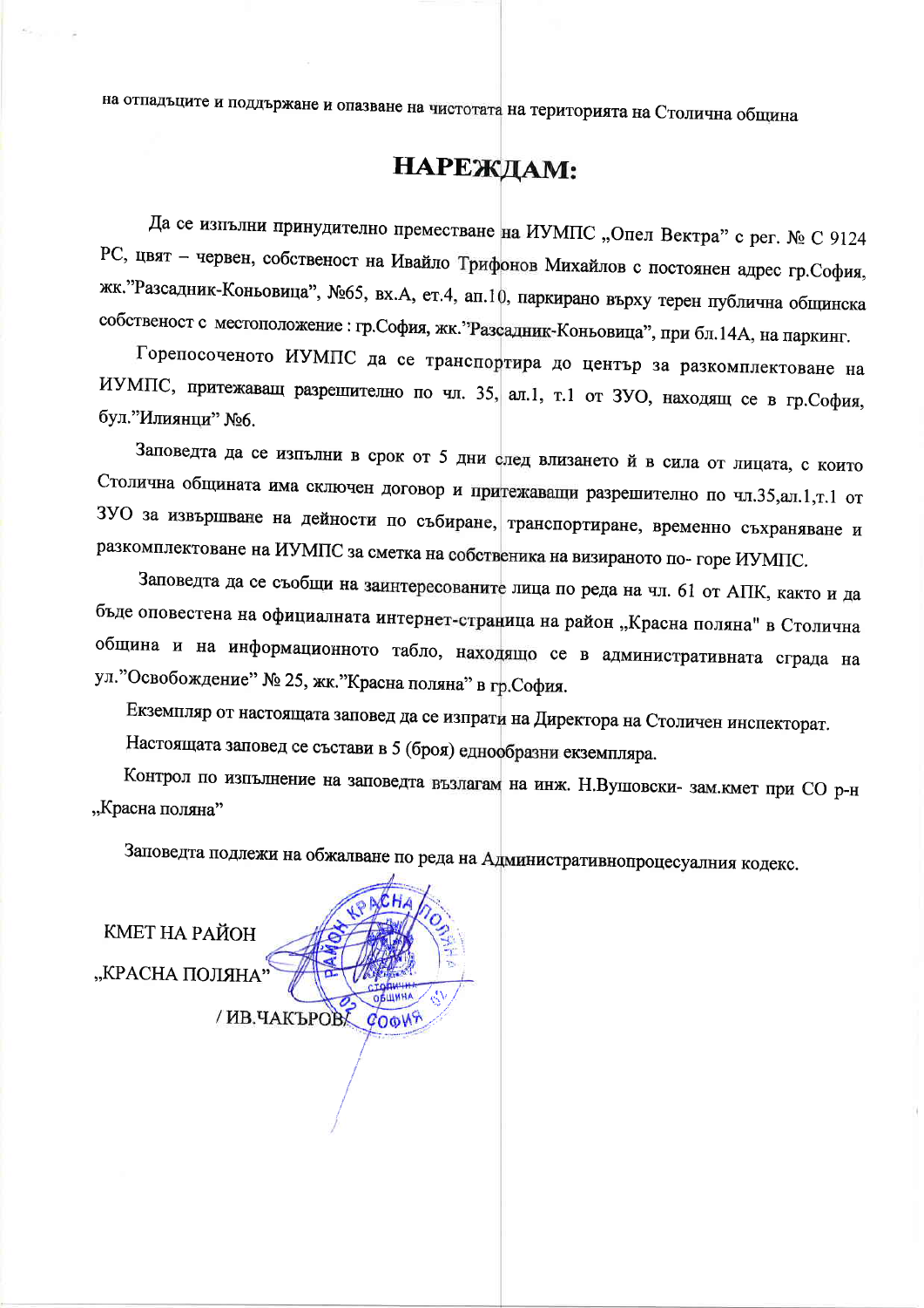на отпадъците и поддържане и опазване на чистотата на територията на Столична община

## НАРЕЖДАМ:

Да се изпълни принудително преместване на ИУМПС „Опел Вектра" с рег. № С 9124 РС, цвят – червен, собственост на Ивайло Трифонов Михайлов с постоянен адрес гр.София, жк."Разсадник-Коньовица", №65, вх.А, ет.4, ап.10, паркирано върху терен публична общинска собственост с местоположение : гр.София, жк."Разсадник-Коньовица", при бл.14А, на паркинг.

Горепосоченото ИУМПС да се транспортира до център за разкомплектоване на ИУМПС, притежаващ разрешително по чл. 35, ал.1, т.1 от ЗУО, находящ се в гр.София, бул."Илиянци" №6.

Заповедта да се изпълни в срок от 5 дни след влизането й в сила от лицата, с които Столична общината има сключен договор и притежаващи разрешително по чл.35,ал.1,т.1 от ЗУО за извършване на дейности по събиране, транспортиране, временно съхраняване и разкомплектоване на ИУМПС за сметка на собственика на визираното по- горе ИУМПС.

Заповедта да се съобщи на заинтересованите лица по реда на чл. 61 от АПК, както и да бъде оповестена на официалната интернет-страница на район „Красна поляна" в Столична община и на информационното табло, находящо се в административната сграда на ул."Освобождение" № 25, жк."Красна поляна" в гр.София.

Екземпляр от настоящата заповед да се изпрати на Директора на Столичен инспекторат.

Настоящата заповед се състави в 5 (броя) еднообразни екземпляра.

Контрол по изпълнение на заповедта възлагам на инж. Н.Вушовски- зам.кмет при СО р-н „Красна поляна"

Заповедта подлежи на обжалване по реда на Административнопроцесуалния кодекс.

КМЕТ НА РАЙОН
„КРАСНА ПОЛЯНА"

/ ИВ.ЧАКЪРОВ/